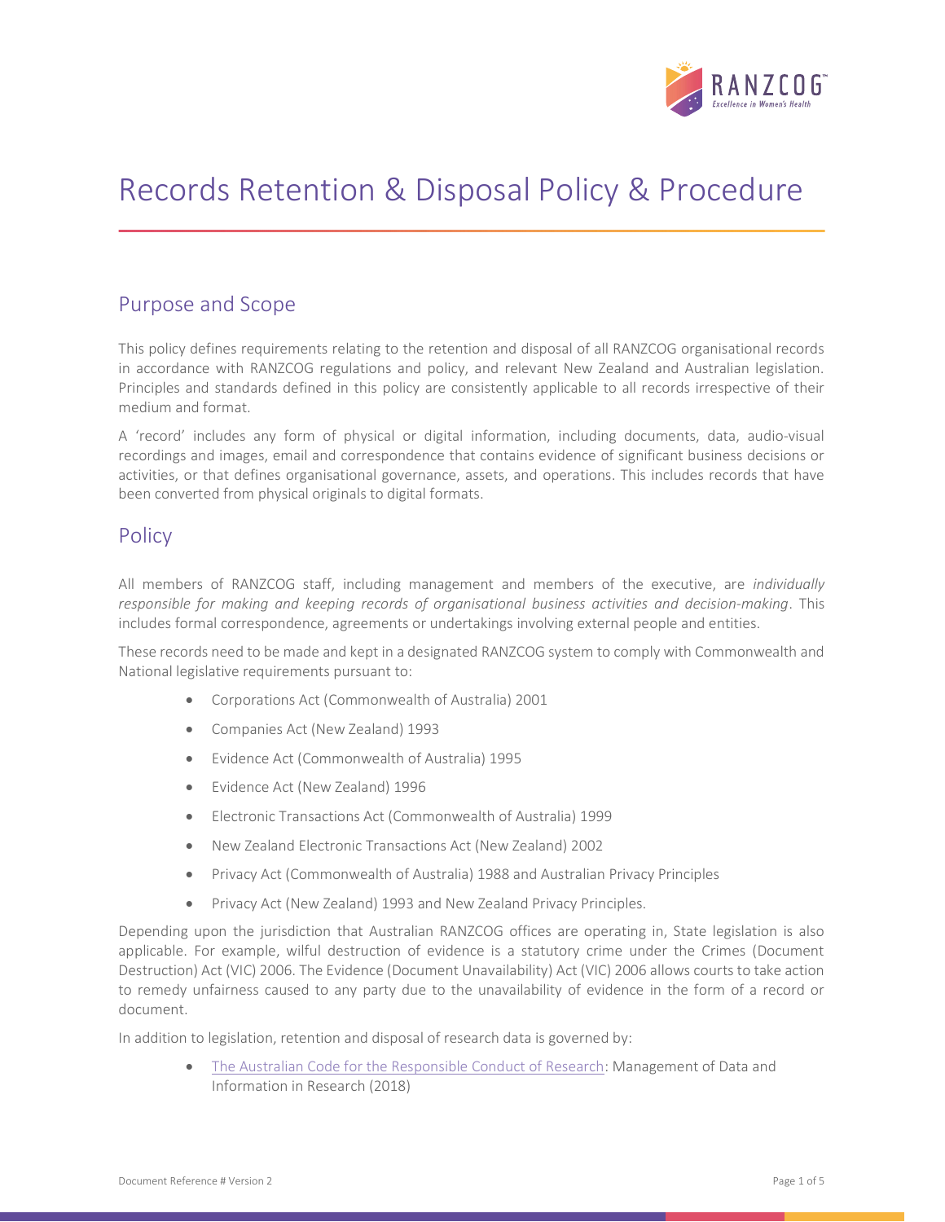# Records Retention & Disposal Policy & Procedure

## Purpose and Scope

This policy defines requirements relating to the retention and disposal of all RANZCOG organisational records in accordance with RANZCOG regulations and policy, and relevant New Zealand and Australian legislation. Principles and standards defined in this policy are consistently applicable to all records irrespective of their medium and format.

A 'record' includes any form of physical or digital information, including documents, data, audio-visual recordings and images, email and correspondence that contains evidence of significant business decisions or activities, or that defines organisational governance, assets, and operations. This includes records that have been converted from physical originals to digital formats.

## Policy

All members of RANZCOG staff, including management and members of the executive, are *individually responsible for making and keeping records of organisational business activities and decision-making*. This includes formal correspondence, agreements or undertakings involving external people and entities.

These records need to be made and kept in a designated RANZCOG system to comply with Commonwealth and National legislative requirements pursuant to:

- Corporations Act (Commonwealth of Australia) 2001
- Companies Act (New Zealand) 1993
- Evidence Act (Commonwealth of Australia) 1995
- Evidence Act (New Zealand) 1996
- Electronic Transactions Act (Commonwealth of Australia) 1999
- New Zealand Electronic Transactions Act (New Zealand) 2002
- Privacy Act (Commonwealth of Australia) 1988 and Australian Privacy Principles
- Privacy Act (New Zealand) 1993 and New Zealand Privacy Principles.

Depending upon the jurisdiction that Australian RANZCOG offices are operating in, State legislation is also applicable. For example, wilful destruction of evidence is a statutory crime under the Crimes (Document Destruction) Act (VIC) 2006. The Evidence (Document Unavailability) Act (VIC) 2006 allows courts to take action to remedy unfairness caused to any party due to the unavailability of evidence in the form of a record or document.

In addition to legislation, retention and disposal of research data is governed by:

- The Australian Code for the Responsible Conduct of Research: Management of Data and Information in Research (2018)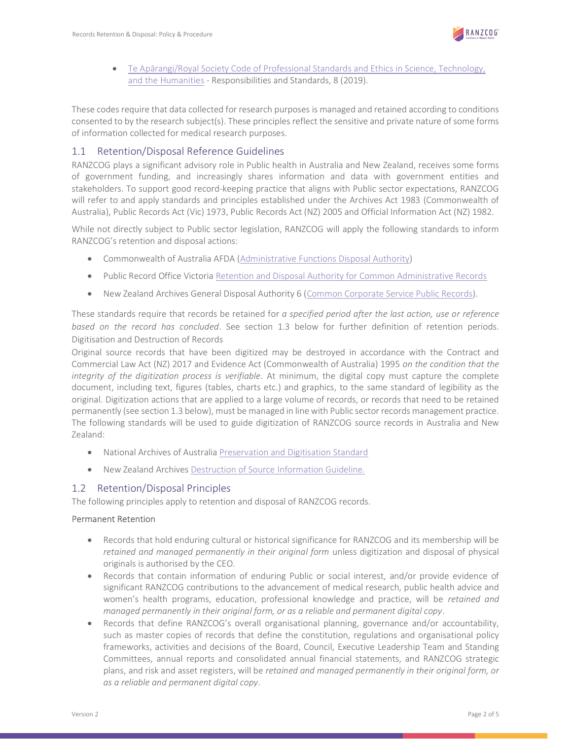- Te Apārangi/Royal Society Code of Professional Standards and Ethics in Science, Technology, and the Humanities - Responsibilities and Standards, 8 (2019).

These codes require that data collected for research purposes is managed and retained according to conditions consented to by the research subject(s). These principles reflect the sensitive and private nature of some forms of information collected for medical research purposes.

## 1.1 Retention/Disposal Reference Guidelines

RANZCOG plays a significant advisory role in Public health in Australia and New Zealand, receives some forms of government funding, and increasingly shares information and data with government entities and stakeholders. To support good record-keeping practice that aligns with Public sector expectations, RANZCOG will refer to and apply standards and principles established under the Archives Act 1983 (Commonwealth of Australia), Public Records Act (Vic) 1973, Public Records Act (NZ) 2005 and Official Information Act (NZ) 1982.

While not directly subject to Public sector legislation, RANZCOG will apply the following standards to inform RANZCOG's retention and disposal actions:

- Commonwealth of Australia AFDA (Administrative Functions Disposal Authority)
- Public Record Office Victoria Retention and Disposal Authority for Common Administrative Records
- New Zealand Archives General Disposal Authority 6 (Common Corporate Service Public Records).

These standards require that records be retained for *a specified period after the last action, use or reference based on the record has concluded*. See section 1.3 below for further definition of retention periods. Digitisation and Destruction of Records

Original source records that have been digitized may be destroyed in accordance with the Contract and Commercial Law Act (NZ) 2017 and Evidence Act (Commonwealth of Australia) 1995 *on the condition that the integrity of the digitization process is verifiable*. At minimum, the digital copy must capture the complete document, including text, figures (tables, charts etc.) and graphics, to the same standard of legibility as the original. Digitization actions that are applied to a large volume of records, or records that need to be retained permanently (see section 1.3 below), must be managed in line with Public sector records management practice. The following standards will be used to guide digitization of RANZCOG source records in Australia and New Zealand:

- National Archives of Australia Preservation and Digitisation Standard
- New Zealand Archives Destruction of Source Information Guideline.

## 1.2 Retention/Disposal Principles

The following principles apply to retention and disposal of RANZCOG records.

### Permanent Retention

- Records that hold enduring cultural or historical significance for RANZCOG and its membership will be *retained and managed permanently in their original form* unless digitization and disposal of physical originals is authorised by the CEO.
- Records that contain information of enduring Public or social interest, and/or provide evidence of significant RANZCOG contributions to the advancement of medical research, public health advice and women's health programs, education, professional knowledge and practice, will be *retained and managed permanently in their original form, or as a reliable and permanent digital copy*.
- Records that define RANZCOG's overall organisational planning, governance and/or accountability, such as master copies of records that define the constitution, regulations and organisational policy frameworks, activities and decisions of the Board, Council, Executive Leadership Team and Standing Committees, annual reports and consolidated annual financial statements, and RANZCOG strategic plans, and risk and asset registers, will be *retained and managed permanently in their original form, or as a reliable and permanent digital copy*.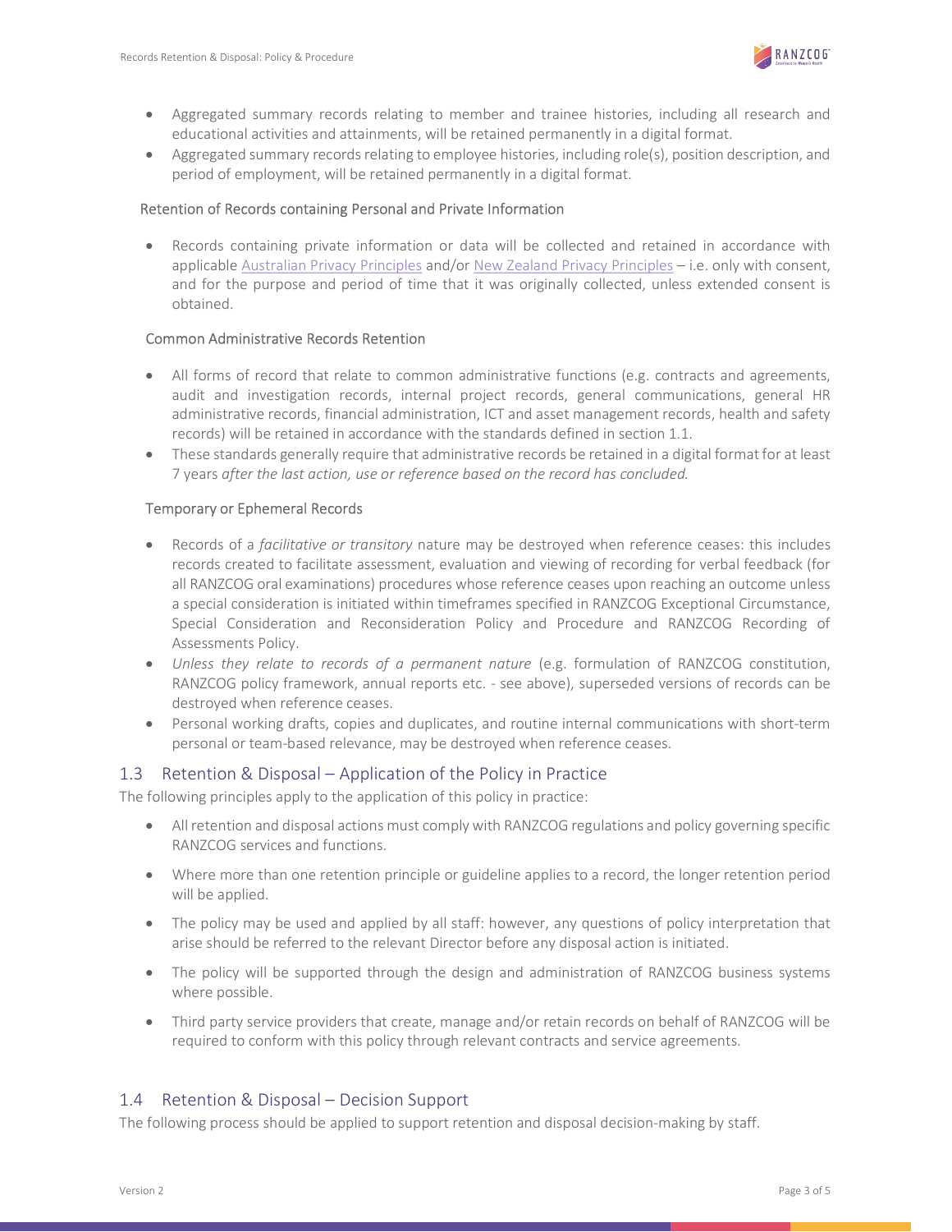- Aggregated summary records relating to member and trainee histories, including all research and educational activities and attainments, will be retained permanently in a digital format.
- Aggregated summary records relating to employee histories, including role(s), position description, and period of employment, will be retained permanently in a digital format.

#### Retention of Records containing Personal and Private Information

- Records containing private information or data will be collected and retained in accordance with applicable [Australian Privacy Principles]() and/or [New Zealand Privacy Principles]() – i.e. only with consent, and for the purpose and period of time that it was originally collected, unless extended consent is obtained.

#### Common Administrative Records Retention

- All forms of record that relate to common administrative functions (e.g. contracts and agreements, audit and investigation records, internal project records, general communications, general HR administrative records, financial administration, ICT and asset management records, health and safety records) will be retained in accordance with the standards defined in section 1.1.
- These standards generally require that administrative records be retained in a digital format for at least 7 years *after the last action, use or reference based on the record has concluded.*

#### Temporary or Ephemeral Records

- Records of a *facilitative or transitory* nature may be destroyed when reference ceases: this includes records created to facilitate assessment, evaluation and viewing of recording for verbal feedback (for all RANZCOG oral examinations) procedures whose reference ceases upon reaching an outcome unless a special consideration is initiated within timeframes specified in RANZCOG Exceptional Circumstance, Special Consideration and Reconsideration Policy and Procedure and RANZCOG Recording of Assessments Policy.
- *Unless they relate to records of a permanent nature* (e.g. formulation of RANZCOG constitution, RANZCOG policy framework, annual reports etc. - see above), superseded versions of records can be destroyed when reference ceases.
- Personal working drafts, copies and duplicates, and routine internal communications with short-term personal or team-based relevance, may be destroyed when reference ceases.

## 1.3 Retention & Disposal – Application of the Policy in Practice

The following principles apply to the application of this policy in practice:

- All retention and disposal actions must comply with RANZCOG regulations and policy governing specific RANZCOG services and functions.
- Where more than one retention principle or guideline applies to a record, the longer retention period will be applied.
- The policy may be used and applied by all staff: however, any questions of policy interpretation that arise should be referred to the relevant Director before any disposal action is initiated.
- The policy will be supported through the design and administration of RANZCOG business systems where possible.
- Third party service providers that create, manage and/or retain records on behalf of RANZCOG will be required to conform with this policy through relevant contracts and service agreements.

## 1.4 Retention & Disposal – Decision Support

The following process should be applied to support retention and disposal decision-making by staff.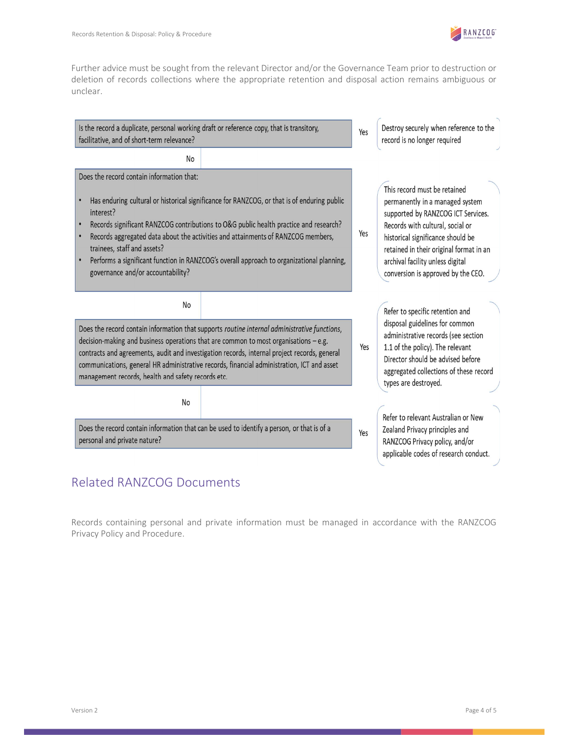Further advice must be sought from the relevant Director and/or the Governance Team prior to destruction or deletion of records collections where the appropriate retention and disposal action remains ambiguous or unclear.

| Question | | Action |
|---|---|---|
| Is the record a duplicate, personal working draft or reference copy, that is transitory, facilitative, and of short-term relevance? | Yes | Destroy securely when reference to the record is no longer required |
| No | | |
| Does the record contain information that:<br>• Has enduring cultural or historical significance for RANZCOG, or that is of enduring public interest?<br>• Records significant RANZCOG contributions to O&G public health practice and research?<br>• Records aggregated data about the activities and attainments of RANZCOG members, trainees, staff and assets?<br>• Performs a significant function in RANZCOG's overall approach to organizational planning, governance and/or accountability? | Yes | This record must be retained permanently in a managed system supported by RANZCOG ICT Services. Records with cultural, social or historical significance should be retained in their original format in an archival facility unless digital conversion is approved by the CEO. |
| No | | |
| Does the record contain information that supports *routine internal administrative functions*, decision-making and business operations that are common to most organisations – e.g. contracts and agreements, audit and investigation records, internal project records, general communications, general HR administrative records, financial administration, ICT and asset management records, health and safety records etc. | Yes | Refer to specific retention and disposal guidelines for common administrative records (see section 1.1 of the policy). The relevant Director should be advised before aggregated collections of these record types are destroyed. |
| No | | |
| Does the record contain information that can be used to identify a person, or that is of a personal and private nature? | Yes | Refer to relevant Australian or New Zealand Privacy principles and RANZCOG Privacy policy, and/or applicable codes of research conduct. |

## Related RANZCOG Documents

Records containing personal and private information must be managed in accordance with the RANZCOG Privacy Policy and Procedure.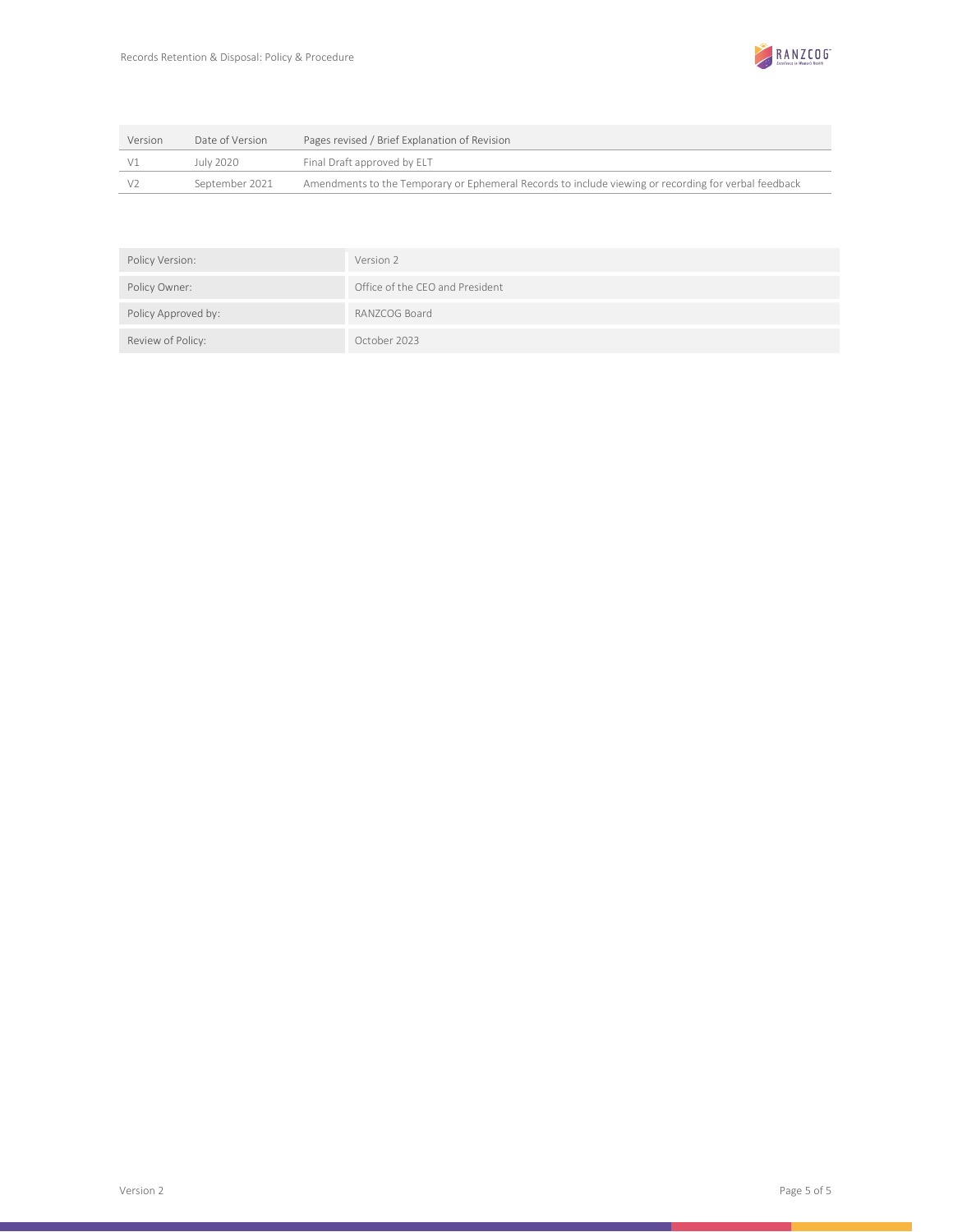| Version | Date of Version | Pages revised / Brief Explanation of Revision |
|---|---|---|
| V1 | July 2020 | Final Draft approved by ELT |
| V2 | September 2021 | Amendments to the Temporary or Ephemeral Records to include viewing or recording for verbal feedback |

| | |
|---|---|
| Policy Version: | Version 2 |
| Policy Owner: | Office of the CEO and President |
| Policy Approved by: | RANZCOG Board |
| Review of Policy: | October 2023 |